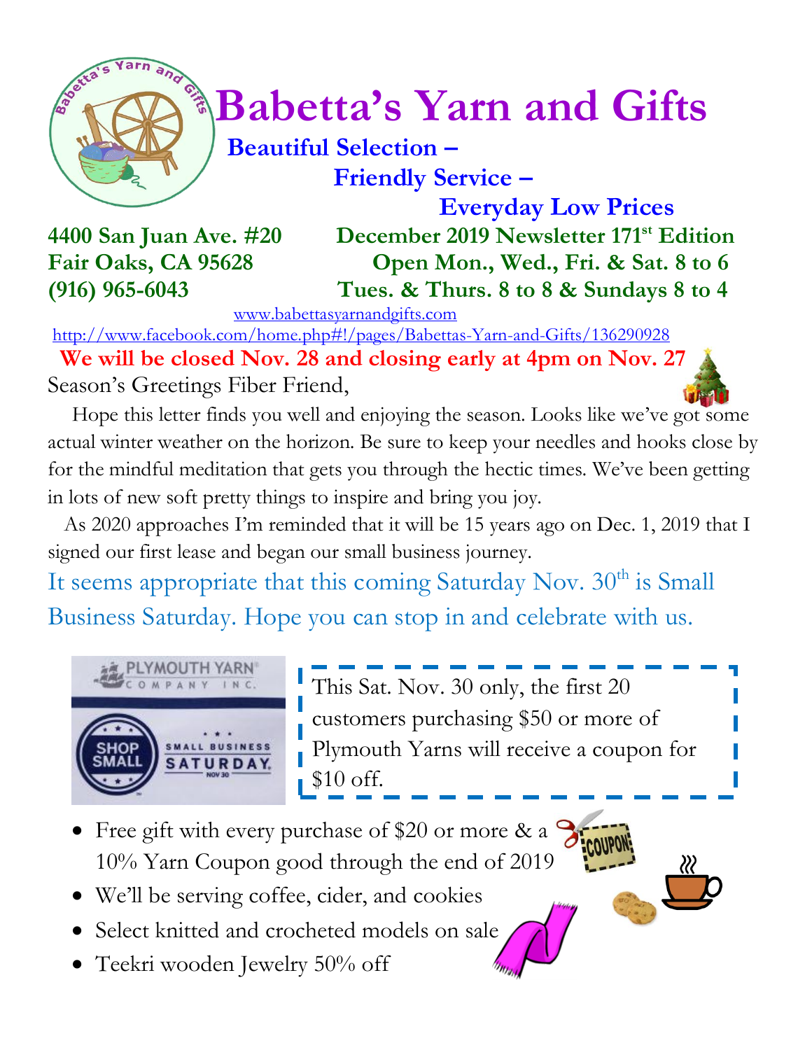# Babetta's Yarn and Gifts

**Beautiful Selection –**
**Friendly Service –**
**Everyday Low Prices**

**4400 San Juan Ave. #20**
**Fair Oaks, CA 95628**
**(916) 965-6043**

**December 2019 Newsletter 171st Edition**
**Open Mon., Wed., Fri. & Sat. 8 to 6**
**Tues. & Thurs. 8 to 8 & Sundays 8 to 4**

www.babettasyarnandgifts.com
http://www.facebook.com/home.php#!/pages/Babettas-Yarn-and-Gifts/136290928

**We will be closed Nov. 28 and closing early at 4pm on Nov. 27**

Season's Greetings Fiber Friend,

Hope this letter finds you well and enjoying the season. Looks like we've got some actual winter weather on the horizon. Be sure to keep your needles and hooks close by for the mindful meditation that gets you through the hectic times. We've been getting in lots of new soft pretty things to inspire and bring you joy.

As 2020 approaches I'm reminded that it will be 15 years ago on Dec. 1, 2019 that I signed our first lease and began our small business journey.

It seems appropriate that this coming Saturday Nov. 30th is Small Business Saturday. Hope you can stop in and celebrate with us.

PLYMOUTH YARN COMPANY INC. — SHOP SMALL — SMALL BUSINESS SATURDAY NOV 30

This Sat. Nov. 30 only, the first 20 customers purchasing $50 or more of Plymouth Yarns will receive a coupon for $10 off.

- Free gift with every purchase of $20 or more & a 10% Yarn Coupon good through the end of 2019
- We'll be serving coffee, cider, and cookies
- Select knitted and crocheted models on sale
- Teekri wooden Jewelry 50% off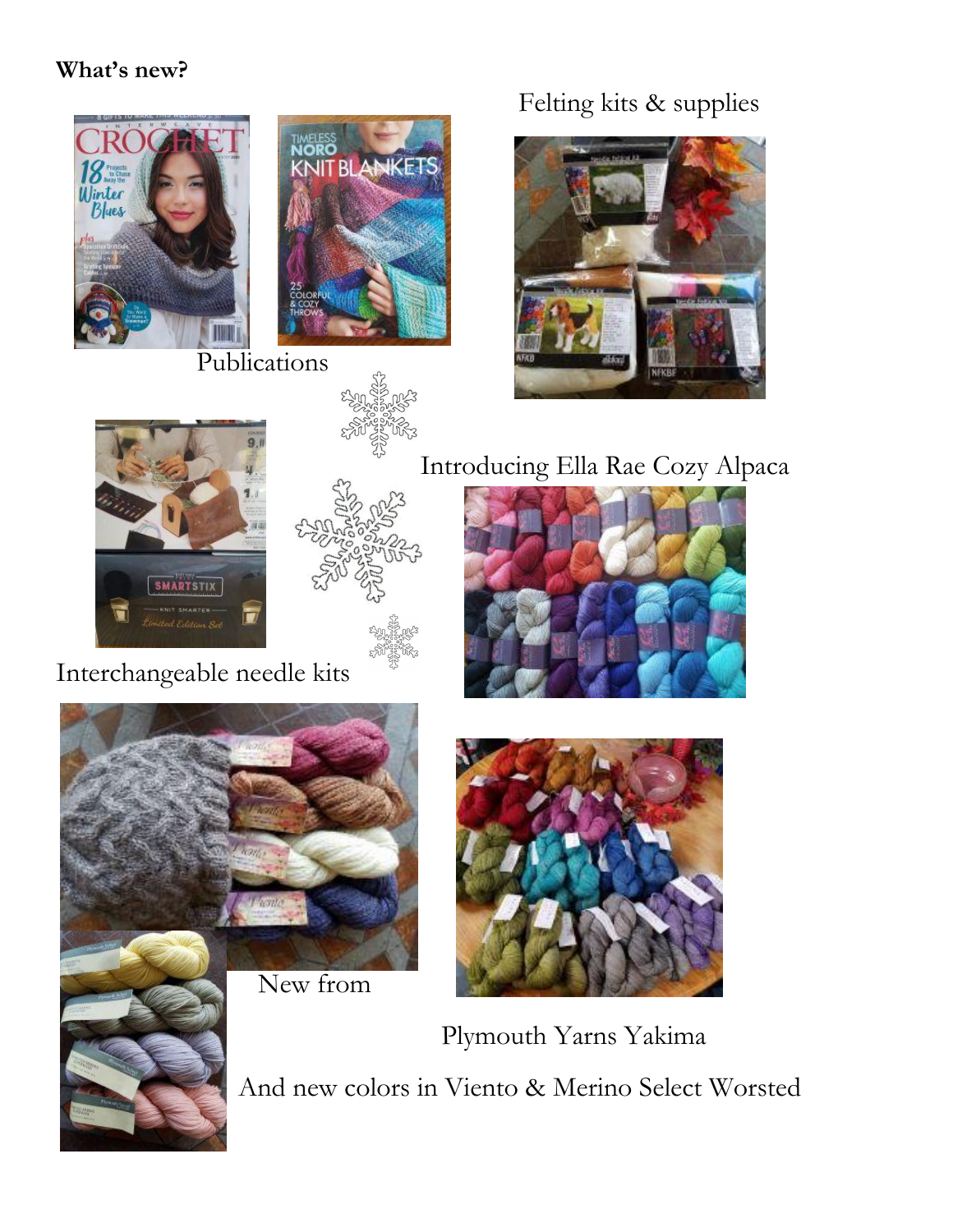**What's new?**

Felting kits & supplies

Publications

Introducing Ella Rae Cozy Alpaca

Interchangeable needle kits

New from

Plymouth Yarns Yakima

And new colors in Viento & Merino Select Worsted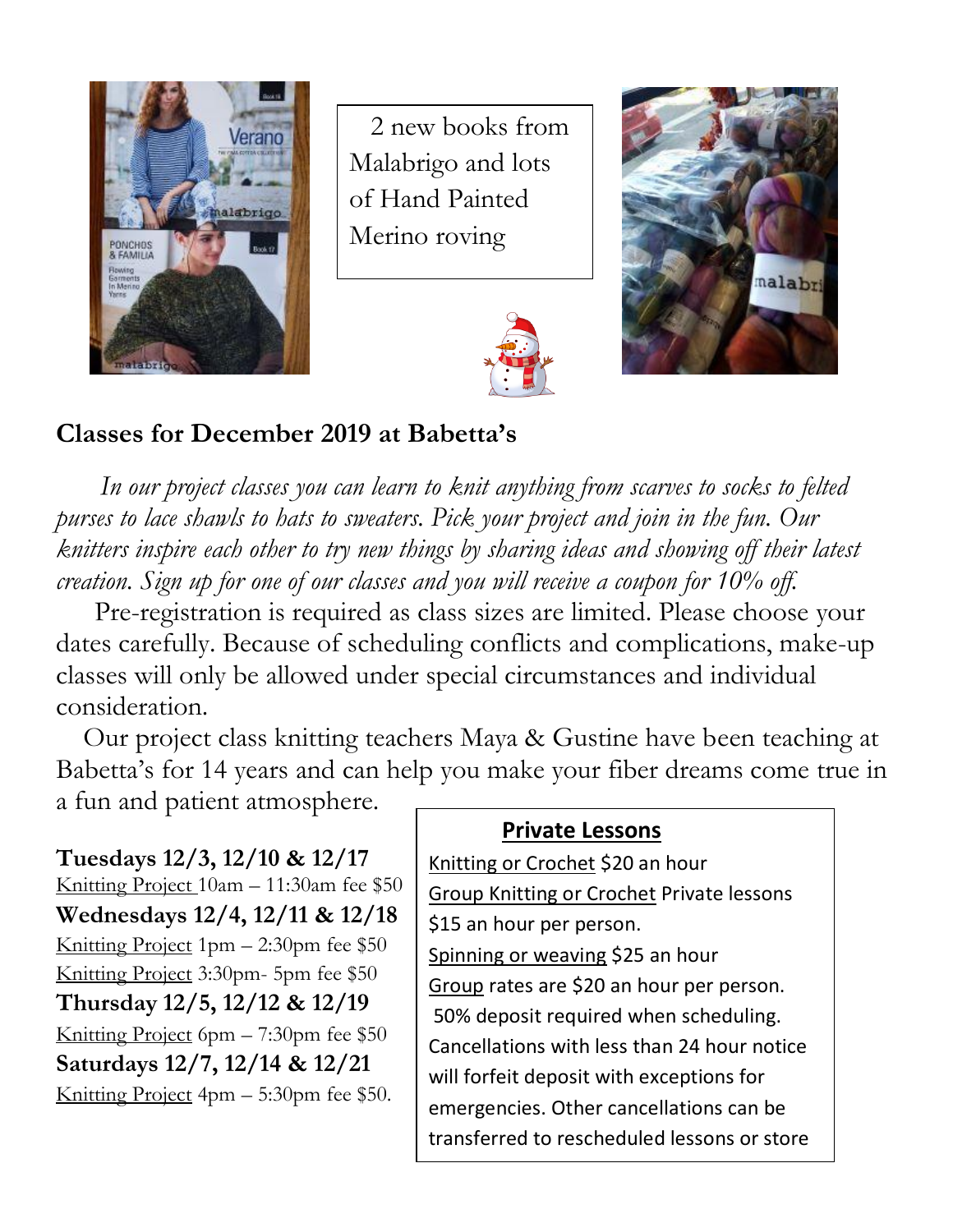2 new books from Malabrigo and lots of Hand Painted Merino roving

## Classes for December 2019 at Babetta's

*In our project classes you can learn to knit anything from scarves to socks to felted purses to lace shawls to hats to sweaters. Pick your project and join in the fun. Our knitters inspire each other to try new things by sharing ideas and showing off their latest creation. Sign up for one of our classes and you will receive a coupon for 10% off.*

Pre-registration is required as class sizes are limited. Please choose your dates carefully. Because of scheduling conflicts and complications, make-up classes will only be allowed under special circumstances and individual consideration.

Our project class knitting teachers Maya & Gustine have been teaching at Babetta's for 14 years and can help you make your fiber dreams come true in a fun and patient atmosphere.

**Tuesdays 12/3, 12/10 & 12/17**
Knitting Project 10am – 11:30am fee $50

**Wednesdays 12/4, 12/11 & 12/18**
Knitting Project 1pm – 2:30pm fee $50
Knitting Project 3:30pm- 5pm fee $50

**Thursday 12/5, 12/12 & 12/19**
Knitting Project 6pm – 7:30pm fee $50

**Saturdays 12/7, 12/14 & 12/21**
Knitting Project 4pm – 5:30pm fee $50.

### Private Lessons

Knitting or Crochet $20 an hour
Group Knitting or Crochet Private lessons $15 an hour per person.
Spinning or weaving $25 an hour
Group rates are $20 an hour per person.
50% deposit required when scheduling. Cancellations with less than 24 hour notice will forfeit deposit with exceptions for emergencies. Other cancellations can be transferred to rescheduled lessons or store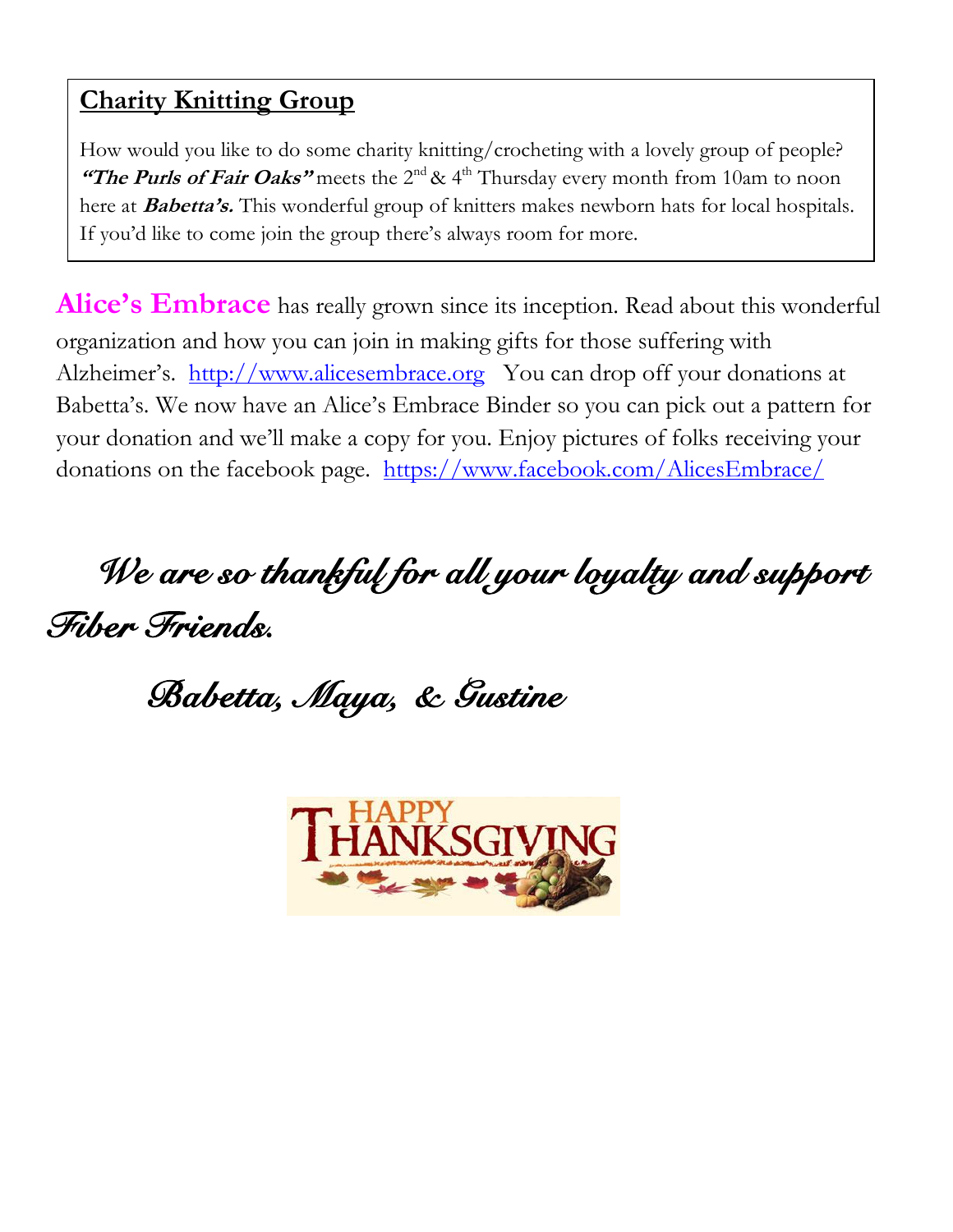## Charity Knitting Group

How would you like to do some charity knitting/crocheting with a lovely group of people? ***"The Purls of Fair Oaks"*** meets the 2nd & 4th Thursday every month from 10am to noon here at ***Babetta's.*** This wonderful group of knitters makes newborn hats for local hospitals. If you'd like to come join the group there's always room for more.

**Alice's Embrace** has really grown since its inception. Read about this wonderful organization and how you can join in making gifts for those suffering with Alzheimer's. http://www.alicesembrace.org You can drop off your donations at Babetta's. We now have an Alice's Embrace Binder so you can pick out a pattern for your donation and we'll make a copy for you. Enjoy pictures of folks receiving your donations on the facebook page. https://www.facebook.com/AlicesEmbrace/

*We are so thankful for all your loyalty and support Fiber Friends.*

*Babetta, Maya, & Gustine*

HAPPY THANKSGIVING